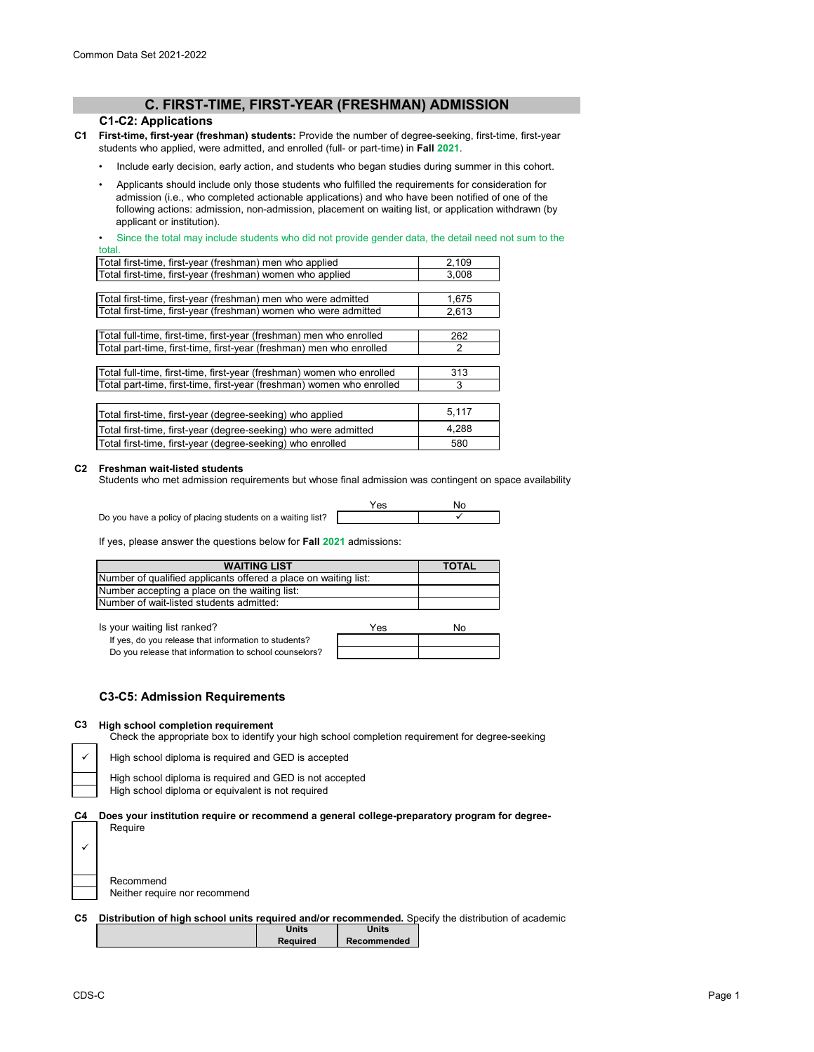## C. FIRST-TIME, FIRST-YEAR (FRESHMAN) ADMISSION

### C1-C2: Applications

**C1** **First-time, first-year (freshman) students:** Provide the number of degree-seeking, first-time, first-year students who applied, were admitted, and enrolled (full- or part-time) in **Fall 2021**.

- Include early decision, early action, and students who began studies during summer in this cohort.
- Applicants should include only those students who fulfilled the requirements for consideration for admission (i.e., who completed actionable applications) and who have been notified of one of the following actions: admission, non-admission, placement on waiting list, or application withdrawn (by applicant or institution).
- Since the total may include students who did not provide gender data, the detail need not sum to the total.

| | |
|---|---|
| Total first-time, first-year (freshman) men who applied | 2,109 |
| Total first-time, first-year (freshman) women who applied | 3,008 |
| | |
| Total first-time, first-year (freshman) men who were admitted | 1,675 |
| Total first-time, first-year (freshman) women who were admitted | 2,613 |
| | |
| Total full-time, first-time, first-year (freshman) men who enrolled | 262 |
| Total part-time, first-time, first-year (freshman) men who enrolled | 2 |
| | |
| Total full-time, first-time, first-year (freshman) women who enrolled | 313 |
| Total part-time, first-time, first-year (freshman) women who enrolled | 3 |
| | |
| Total first-time, first-year (degree-seeking) who applied | 5,117 |
| Total first-time, first-year (degree-seeking) who were admitted | 4,288 |
| Total first-time, first-year (degree-seeking) who enrolled | 580 |

**C2** **Freshman wait-listed students**
Students who met admission requirements but whose final admission was contingent on space availability

| | Yes | No |
|---|---|---|
| Do you have a policy of placing students on a waiting list? | | ✓ |

If yes, please answer the questions below for **Fall 2021** admissions:

| WAITING LIST | TOTAL |
|---|---|
| Number of qualified applicants offered a place on waiting list: | |
| Number accepting a place on the waiting list: | |
| Number of wait-listed students admitted: | |

| Is your waiting list ranked? | Yes | No |
|---|---|---|
| If yes, do you release that information to students? | | |
| Do you release that information to school counselors? | | |

### C3-C5: Admission Requirements

**C3** **High school completion requirement**
Check the appropriate box to identify your high school completion requirement for degree-seeking

| | |
|---|---|
| ✓ | High school diploma is required and GED is accepted |
| | High school diploma is required and GED is not accepted |
| | High school diploma or equivalent is not required |

**C4** **Does your institution require or recommend a general college-preparatory program for degree-**

| | |
|---|---|
| ✓ | Require |
| | Recommend |
| | Neither require nor recommend |

**C5** **Distribution of high school units required and/or recommended.** Specify the distribution of academic

| | Units Required | Units Recommended |
|---|---|---|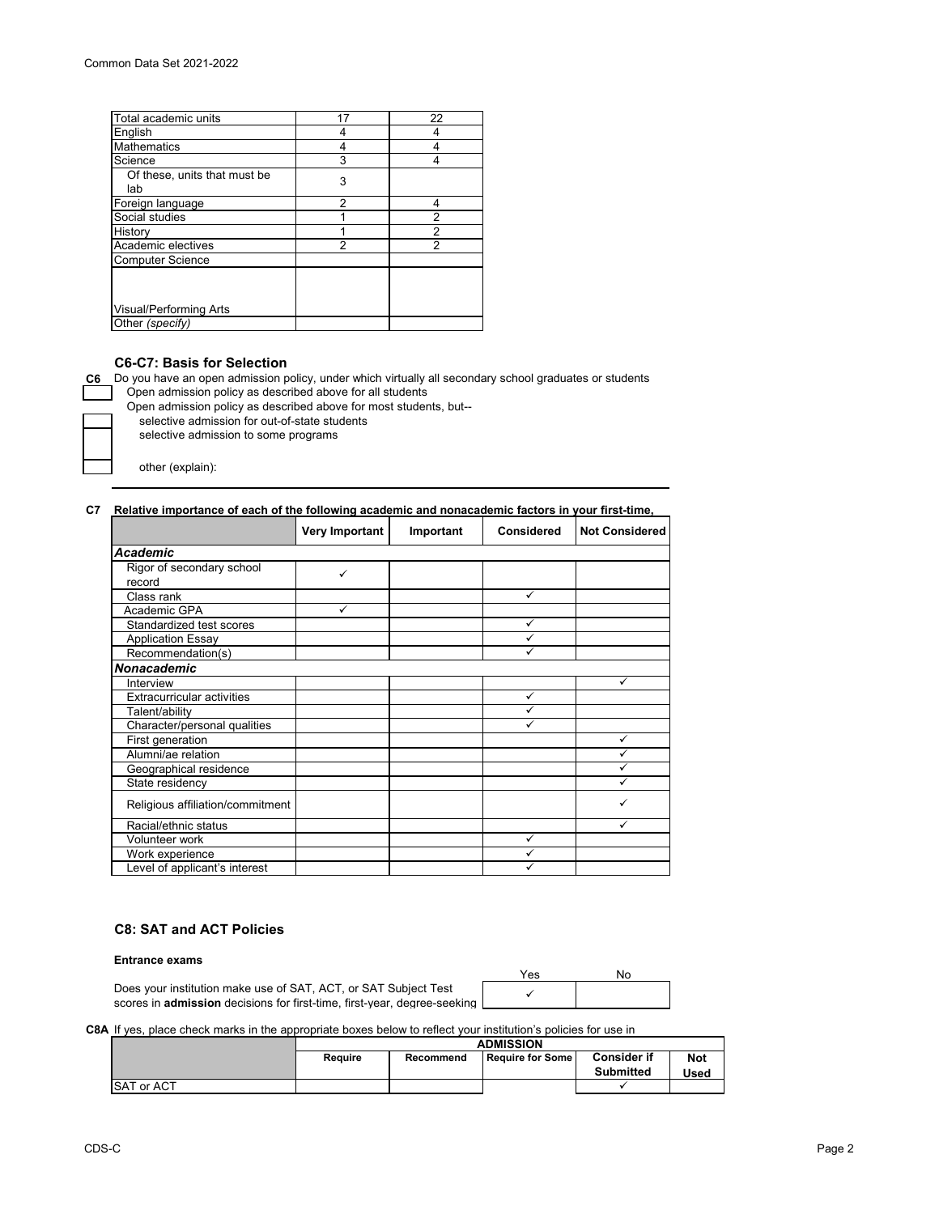| | | |
|---|---|---|
| Total academic units | 17 | 22 |
| English | 4 | 4 |
| Mathematics | 4 | 4 |
| Science | 3 | 4 |
| Of these, units that must be lab | 3 | |
| Foreign language | 2 | 4 |
| Social studies | 1 | 2 |
| History | 1 | 2 |
| Academic electives | 2 | 2 |
| Computer Science | | |
| Visual/Performing Arts | | |
| Other *(specify)* | | |

### C6-C7: Basis for Selection

**C6** Do you have an open admission policy, under which virtually all secondary school graduates or students

- [ ] Open admission policy as described above for all students
- Open admission policy as described above for most students, but--
  - [ ] selective admission for out-of-state students
  - [ ] selective admission to some programs
  - [ ] other (explain):

**C7 Relative importance of each of the following academic and nonacademic factors in your first-time,**

| | Very Important | Important | Considered | Not Considered |
|---|---|---|---|---|
| ***Academic*** | | | | |
| Rigor of secondary school record | ✓ | | | |
| Class rank | | | ✓ | |
| Academic GPA | ✓ | | | |
| Standardized test scores | | | ✓ | |
| Application Essay | | | ✓ | |
| Recommendation(s) | | | ✓ | |
| ***Nonacademic*** | | | | |
| Interview | | | | ✓ |
| Extracurricular activities | | | ✓ | |
| Talent/ability | | | ✓ | |
| Character/personal qualities | | | ✓ | |
| First generation | | | | ✓ |
| Alumni/ae relation | | | | ✓ |
| Geographical residence | | | | ✓ |
| State residency | | | | ✓ |
| Religious affiliation/commitment | | | | ✓ |
| Racial/ethnic status | | | | ✓ |
| Volunteer work | | | ✓ | |
| Work experience | | | ✓ | |
| Level of applicant's interest | | | ✓ | |

### C8: SAT and ACT Policies

**Entrance exams**

| | Yes | No |
|---|---|---|
| Does your institution make use of SAT, ACT, or SAT Subject Test scores in **admission** decisions for first-time, first-year, degree-seeking | ✓ | |

**C8A** If yes, place check marks in the appropriate boxes below to reflect your institution's policies for use in

| | ADMISSION | | | | |
|---|---|---|---|---|---|
| | Require | Recommend | Require for Some | Consider if Submitted | Not Used |
| SAT or ACT | | | | ✓ | |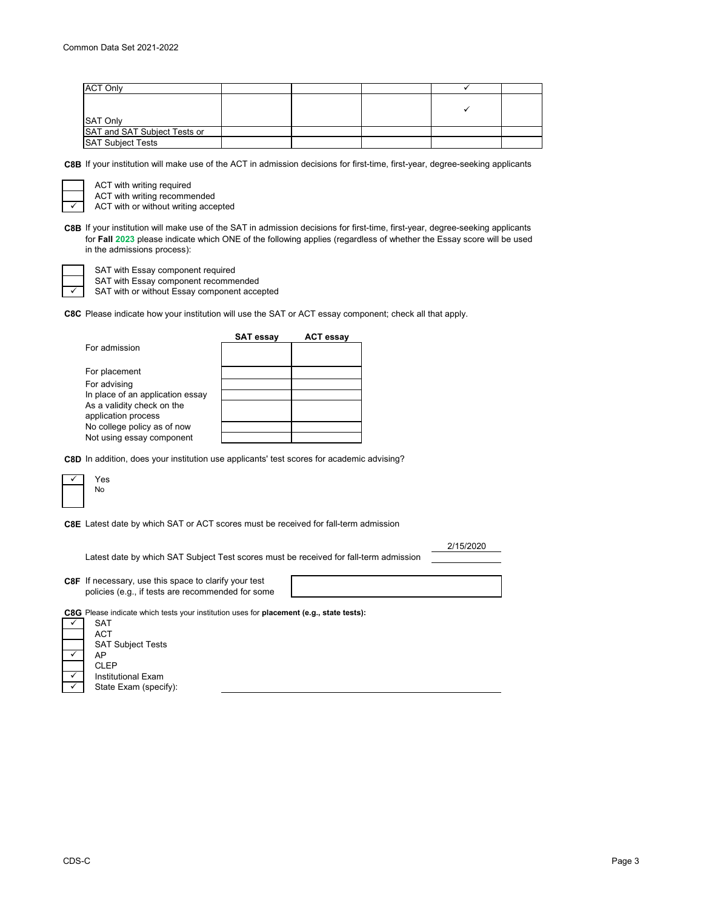| | | | | | |
|---|---|---|---|---|---|
| ACT Only | | | | ✓ | |
| SAT Only | | | | ✓ | |
| SAT and SAT Subject Tests or | | | | | |
| SAT Subject Tests | | | | | |

**C8B** If your institution will make use of the ACT in admission decisions for first-time, first-year, degree-seeking applicants

| | |
|---|---|
| | ACT with writing required |
| | ACT with writing recommended |
| ✓ | ACT with or without writing accepted |

**C8B** If your institution will make use of the SAT in admission decisions for first-time, first-year, degree-seeking applicants for **Fall 2023** please indicate which ONE of the following applies (regardless of whether the Essay score will be used in the admissions process):

| | |
|---|---|
| | SAT with Essay component required |
| | SAT with Essay component recommended |
| ✓ | SAT with or without Essay component accepted |

**C8C** Please indicate how your institution will use the SAT or ACT essay component; check all that apply.

| | SAT essay | ACT essay |
|---|---|---|
| For admission | | |
| For placement | | |
| For advising | | |
| In place of an application essay | | |
| As a validity check on the application process | | |
| No college policy as of now | | |
| Not using essay component | | |

**C8D** In addition, does your institution use applicants' test scores for academic advising?

| | |
|---|---|
| ✓ | Yes |
| | No |

**C8E** Latest date by which SAT or ACT scores must be received for fall-term admission: 2/15/2020

Latest date by which SAT Subject Test scores must be received for fall-term admission:

**C8F** If necessary, use this space to clarify your test policies (e.g., if tests are recommended for some

**C8G** Please indicate which tests your institution uses for **placement (e.g., state tests):**

| | |
|---|---|
| ✓ | SAT |
| | ACT |
| | SAT Subject Tests |
| ✓ | AP |
| | CLEP |
| ✓ | Institutional Exam |
| ✓ | State Exam (specify): |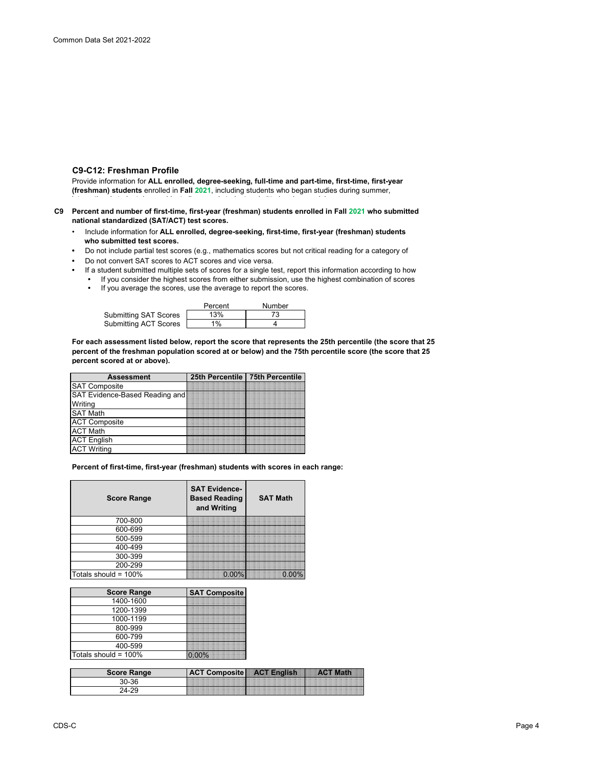## C9-C12: Freshman Profile

Provide information for **ALL enrolled, degree-seeking, full-time and part-time, first-time, first-year (freshman) students** enrolled in **Fall 2021**, including students who began studies during summener,

**C9** **Percent and number of first-time, first-year (freshman) students enrolled in Fall 2021 who submitted national standardized (SAT/ACT) test scores.**

- Include information for **ALL enrolled, degree-seeking, first-time, first-year (freshman) students who submitted test scores.**
- Do not include partial test scores (e.g., mathematics scores but not critical reading for a category of
- Do not convert SAT scores to ACT scores and vice versa.
- If a student submitted multiple sets of scores for a single test, report this information according to how
  - If you consider the highest scores from either submission, use the highest combination of scores
  - If you average the scores, use the average to report the scores.

| | Percent | Number |
|---|---|---|
| Submitting SAT Scores | 13% | 73 |
| Submitting ACT Scores | 1% | 4 |

**For each assessment listed below, report the score that represents the 25th percentile (the score that 25 percent of the freshman population scored at or below) and the 75th percentile score (the score that 25 percent scored at or above).**

| Assessment | 25th Percentile | 75th Percentile |
|---|---|---|
| SAT Composite | | |
| SAT Evidence-Based Reading and Writing | | |
| SAT Math | | |
| ACT Composite | | |
| ACT Math | | |
| ACT English | | |
| ACT Writing | | |

**Percent of first-time, first-year (freshman) students with scores in each range:**

| Score Range | SAT Evidence-Based Reading and Writing | SAT Math |
|---|---|---|
| 700-800 | | |
| 600-699 | | |
| 500-599 | | |
| 400-499 | | |
| 300-399 | | |
| 200-299 | | |
| Totals should = 100% | 0.00% | 0.00% |

| Score Range | SAT Composite |
|---|---|
| 1400-1600 | |
| 1200-1399 | |
| 1000-1199 | |
| 800-999 | |
| 600-799 | |
| 400-599 | |
| Totals should = 100% | 0.00% |

| Score Range | ACT Composite | ACT English | ACT Math |
|---|---|---|---|
| 30-36 | | | |
| 24-29 | | | |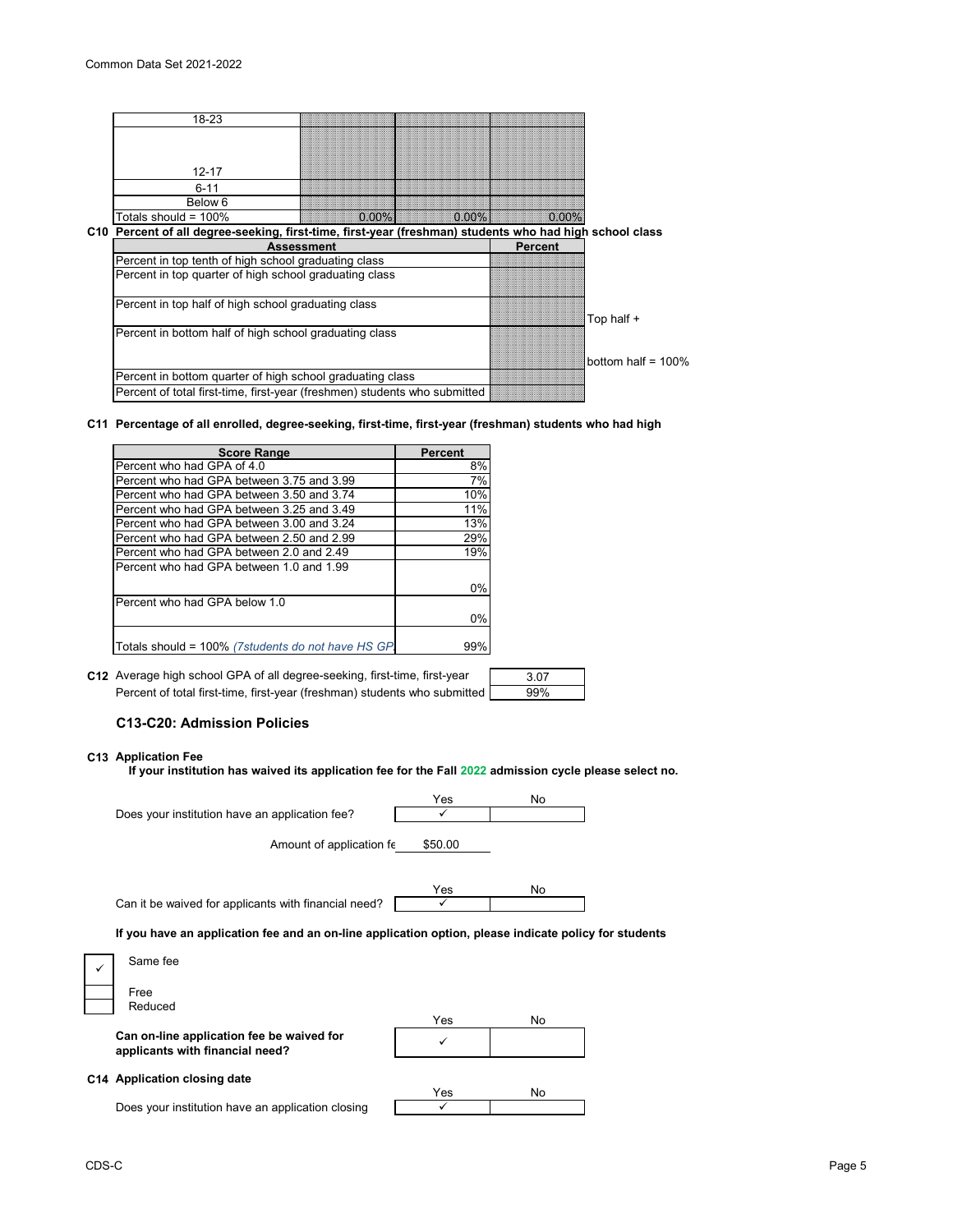| 18-23 | | | |
|---|---|---|---|
| 12-17 | | | |
| 6-11 | | | |
| Below 6 | | | |
| Totals should = 100% | 0.00% | 0.00% | 0.00% |

**C10 Percent of all degree-seeking, first-time, first-year (freshman) students who had high school class**

| Assessment | Percent |
|---|---|
| Percent in top tenth of high school graduating class | |
| Percent in top quarter of high school graduating class | |
| Percent in top half of high school graduating class | |
| Percent in bottom half of high school graduating class | |
| Percent in bottom quarter of high school graduating class | |
| Percent of total first-time, first-year (freshmen) students who submitted | |

Top half + bottom half = 100%

**C11 Percentage of all enrolled, degree-seeking, first-time, first-year (freshman) students who had high**

| Score Range | Percent |
|---|---|
| Percent who had GPA of 4.0 | 8% |
| Percent who had GPA between 3.75 and 3.99 | 7% |
| Percent who had GPA between 3.50 and 3.74 | 10% |
| Percent who had GPA between 3.25 and 3.49 | 11% |
| Percent who had GPA between 3.00 and 3.24 | 13% |
| Percent who had GPA between 2.50 and 2.99 | 29% |
| Percent who had GPA between 2.0 and 2.49 | 19% |
| Percent who had GPA between 1.0 and 1.99 | 0% |
| Percent who had GPA below 1.0 | 0% |
| Totals should = 100% *(7students do not have HS GP* | 99% |

**C12** Average high school GPA of all degree-seeking, first-time, first-year: 3.07

Percent of total first-time, first-year (freshman) students who submitted: 99%

## C13-C20: Admission Policies

**C13 Application Fee**

**If your institution has waived its application fee for the Fall 2022 admission cycle please select no.**

| | Yes | No |
|---|---|---|
| Does your institution have an application fee? | ✓ | |

Amount of application fe $50.00

| | Yes | No |
|---|---|---|
| Can it be waived for applicants with financial need? | ✓ | |

**If you have an application fee and an on-line application option, please indicate policy for students**

- ✓ Same fee
- Free
- Reduced

| | Yes | No |
|---|---|---|
| **Can on-line application fee be waived for applicants with financial need?** | ✓ | |

**C14 Application closing date**

| | Yes | No |
|---|---|---|
| Does your institution have an application closing | ✓ | |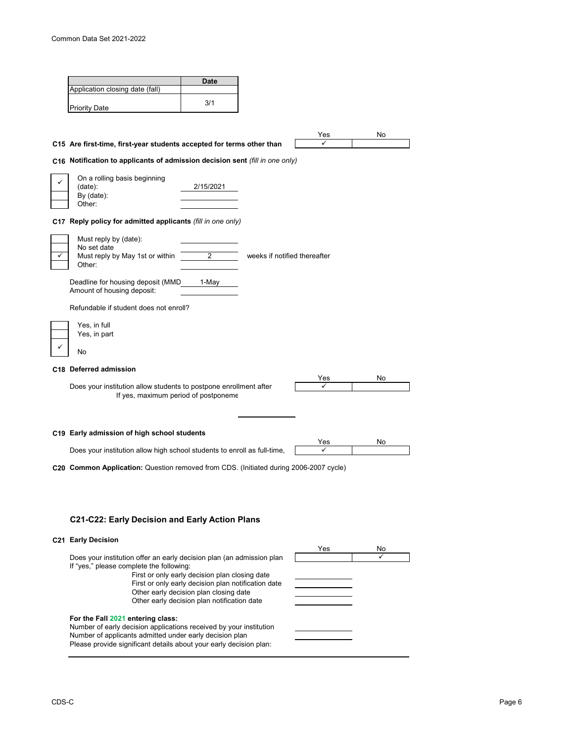| | Date |
|---|---|
| Application closing date (fall) | |
| Priority Date | 3/1 |

**C15 Are first-time, first-year students accepted for terms other than**

| Yes | No |
|---|---|
| ✓ | |

**C16 Notification to applicants of admission decision sent** *(fill in one only)*

| | | |
|---|---|---|
| ✓ | On a rolling basis beginning (date): | 2/15/2021 |
| | By (date): | |
| | Other: | |

**C17 Reply policy for admitted applicants** *(fill in one only)*

| | | | |
|---|---|---|---|
| | Must reply by (date): | | |
| | No set date | | |
| ✓ | Must reply by May 1st or within | 2 | weeks if notified thereafter |
| | Other: | | |

Deadline for housing deposit (MMD 1-May

Amount of housing deposit:

Refundable if student does not enroll?

| | |
|---|---|
| | Yes, in full |
| | Yes, in part |
| ✓ | No |

**C18 Deferred admission**

| | Yes | No |
|---|---|---|
| Does your institution allow students to postpone enrollment after | ✓ | |

If yes, maximum period of postponeme

**C19 Early admission of high school students**

| | Yes | No |
|---|---|---|
| Does your institution allow high school students to enroll as full-time, | ✓ | |

**C20 Common Application:** Question removed from CDS. (Initiated during 2006-2007 cycle)

## C21-C22: Early Decision and Early Action Plans

**C21 Early Decision**

| | Yes | No |
|---|---|---|
| Does your institution offer an early decision plan (an admission plan | | ✓ |

If "yes," please complete the following:

First or only early decision plan closing date

First or only early decision plan notification date

Other early decision plan closing date

Other early decision plan notification date

**For the Fall 2021 entering class:**

Number of early decision applications received by your institution

Number of applicants admitted under early decision plan

Please provide significant details about your early decision plan: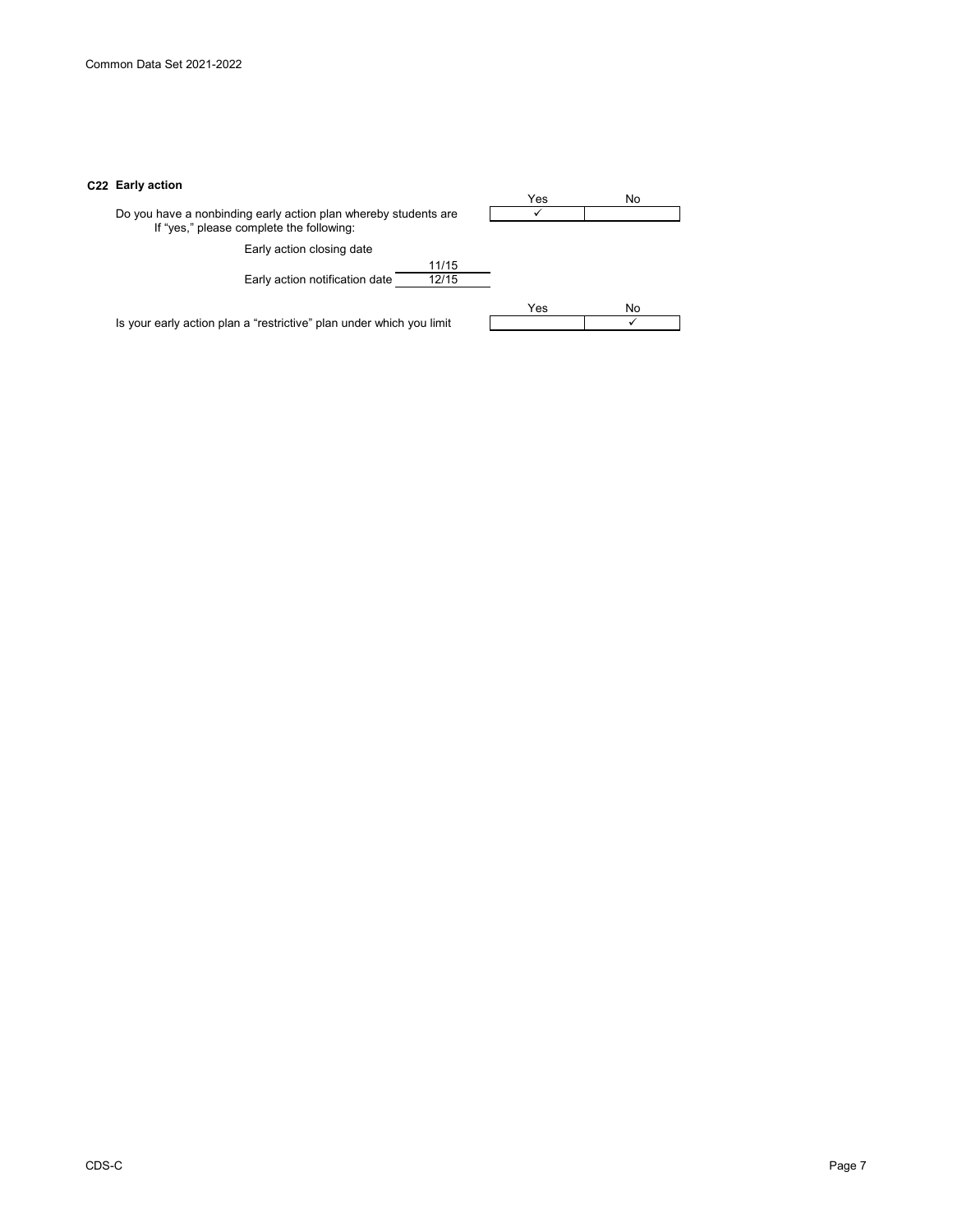## C22 Early action

| | Yes | No |
|---|---|---|
| Do you have a nonbinding early action plan whereby students are | ✓ | |

If "yes," please complete the following:

| | |
|---|---|
| Early action closing date | 11/15 |
| Early action notification date | 12/15 |

| | Yes | No |
|---|---|---|
| Is your early action plan a "restrictive" plan under which you limit | | ✓ |